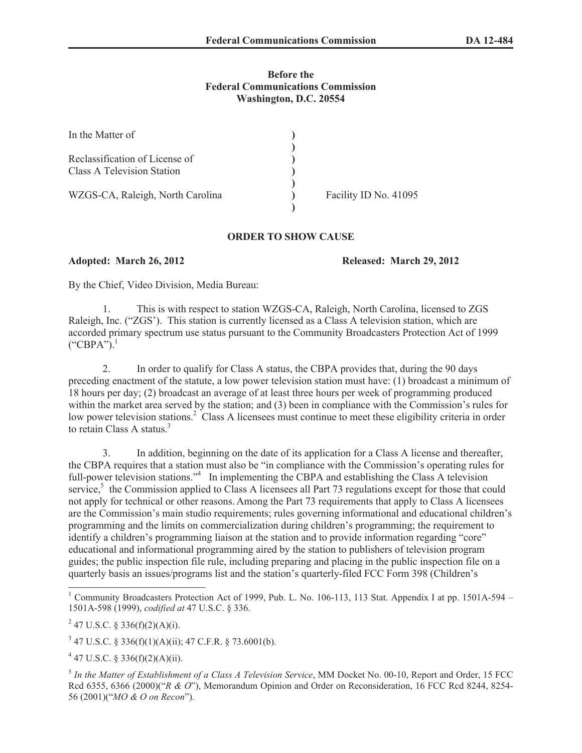**Before the**
**Federal Communications Commission**
**Washington, D.C. 20554**

| | | |
|---|---|---|
| In the Matter of | ) | |
| | ) | |
| Reclassification of License of | ) | |
| Class A Television Station | ) | |
| | ) | |
| WZGS-CA, Raleigh, North Carolina | ) | Facility ID No. 41095 |
| | ) | |

## ORDER TO SHOW CAUSE

**Adopted: March 26, 2012** **Released: March 29, 2012**

By the Chief, Video Division, Media Bureau:

1. This is with respect to station WZGS-CA, Raleigh, North Carolina, licensed to ZGS Raleigh, Inc. ("ZGS'). This station is currently licensed as a Class A television station, which are accorded primary spectrum use status pursuant to the Community Broadcasters Protection Act of 1999 ("CBPA").[1]

2. In order to qualify for Class A status, the CBPA provides that, during the 90 days preceding enactment of the statute, a low power television station must have: (1) broadcast a minimum of 18 hours per day; (2) broadcast an average of at least three hours per week of programming produced within the market area served by the station; and (3) been in compliance with the Commission's rules for low power television stations.[2] Class A licensees must continue to meet these eligibility criteria in order to retain Class A status.[3]

3. In addition, beginning on the date of its application for a Class A license and thereafter, the CBPA requires that a station must also be "in compliance with the Commission's operating rules for full-power television stations."[4] In implementing the CBPA and establishing the Class A television service,[5] the Commission applied to Class A licensees all Part 73 regulations except for those that could not apply for technical or other reasons. Among the Part 73 requirements that apply to Class A licensees are the Commission's main studio requirements; rules governing informational and educational children's programming and the limits on commercialization during children's programming; the requirement to identify a children's programming liaison at the station and to provide information regarding "core" educational and informational programming aired by the station to publishers of television program guides; the public inspection file rule, including preparing and placing in the public inspection file on a quarterly basis an issues/programs list and the station's quarterly-filed FCC Form 398 (Children's

---

[1] Community Broadcasters Protection Act of 1999, Pub. L. No. 106-113, 113 Stat. Appendix I at pp. 1501A-594 – 1501A-598 (1999), *codified at* 47 U.S.C. § 336.

[2] 47 U.S.C. § 336(f)(2)(A)(i).

[3] 47 U.S.C. § 336(f)(1)(A)(ii); 47 C.F.R. § 73.6001(b).

[4] 47 U.S.C. § 336(f)(2)(A)(ii).

[5] *In the Matter of Establishment of a Class A Television Service*, MM Docket No. 00-10, Report and Order, 15 FCC Rcd 6355, 6366 (2000)("*R & O*"), Memorandum Opinion and Order on Reconsideration, 16 FCC Rcd 8244, 8254-56 (2001)("*MO & O on Recon*").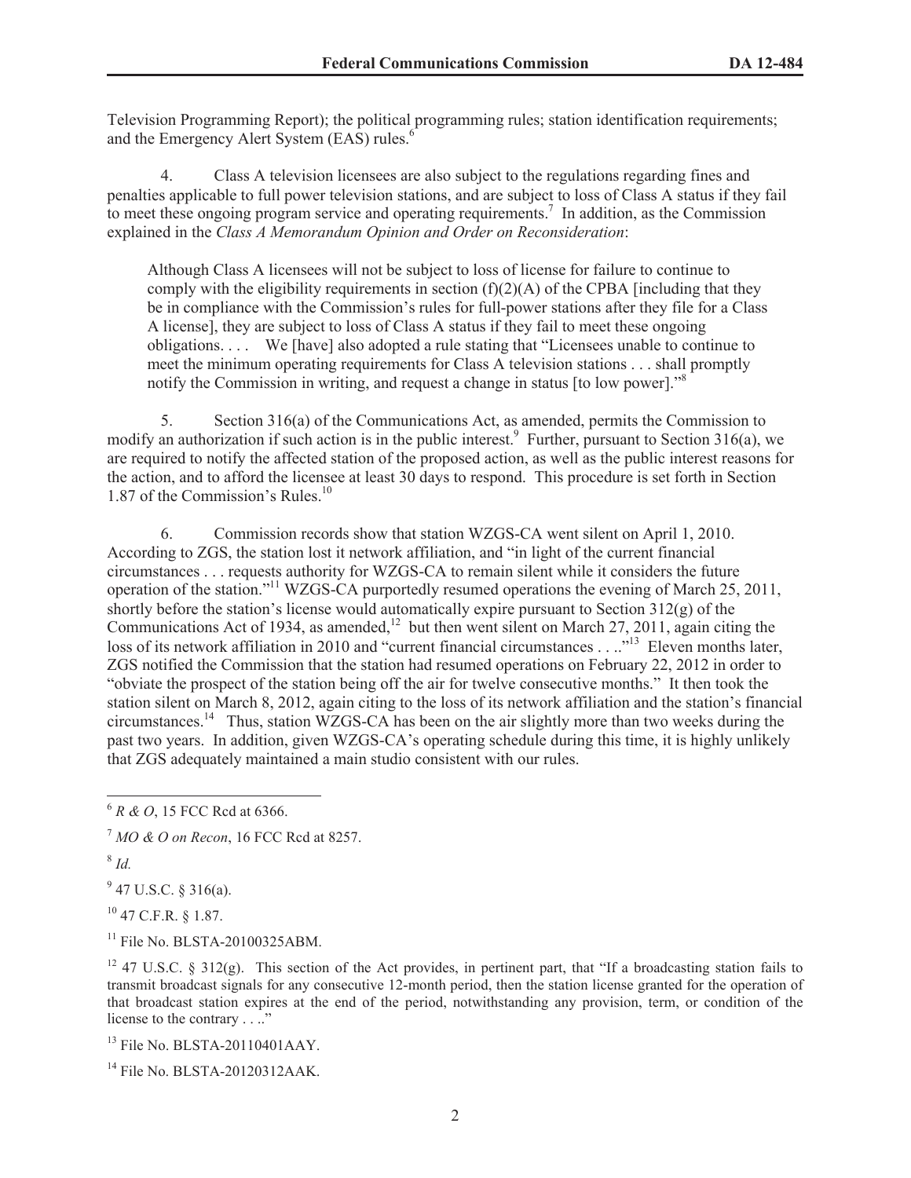Television Programming Report); the political programming rules; station identification requirements; and the Emergency Alert System (EAS) rules.[6]

4. Class A television licensees are also subject to the regulations regarding fines and penalties applicable to full power television stations, and are subject to loss of Class A status if they fail to meet these ongoing program service and operating requirements.[7] In addition, as the Commission explained in the *Class A Memorandum Opinion and Order on Reconsideration*:

> Although Class A licensees will not be subject to loss of license for failure to continue to comply with the eligibility requirements in section (f)(2)(A) of the CPBA [including that they be in compliance with the Commission's rules for full-power stations after they file for a Class A license], they are subject to loss of Class A status if they fail to meet these ongoing obligations. . . . We [have] also adopted a rule stating that "Licensees unable to continue to meet the minimum operating requirements for Class A television stations . . . shall promptly notify the Commission in writing, and request a change in status [to low power]."[8]

5. Section 316(a) of the Communications Act, as amended, permits the Commission to modify an authorization if such action is in the public interest.[9] Further, pursuant to Section 316(a), we are required to notify the affected station of the proposed action, as well as the public interest reasons for the action, and to afford the licensee at least 30 days to respond. This procedure is set forth in Section 1.87 of the Commission's Rules.[10]

6. Commission records show that station WZGS-CA went silent on April 1, 2010. According to ZGS, the station lost it network affiliation, and "in light of the current financial circumstances . . . requests authority for WZGS-CA to remain silent while it considers the future operation of the station."[11] WZGS-CA purportedly resumed operations the evening of March 25, 2011, shortly before the station's license would automatically expire pursuant to Section 312(g) of the Communications Act of 1934, as amended,[12] but then went silent on March 27, 2011, again citing the loss of its network affiliation in 2010 and "current financial circumstances . . .."[13] Eleven months later, ZGS notified the Commission that the station had resumed operations on February 22, 2012 in order to "obviate the prospect of the station being off the air for twelve consecutive months." It then took the station silent on March 8, 2012, again citing to the loss of its network affiliation and the station's financial circumstances.[14] Thus, station WZGS-CA has been on the air slightly more than two weeks during the past two years. In addition, given WZGS-CA's operating schedule during this time, it is highly unlikely that ZGS adequately maintained a main studio consistent with our rules.

---

[6] *R & O*, 15 FCC Rcd at 6366.

[7] *MO & O on Recon*, 16 FCC Rcd at 8257.

[8] *Id.*

[9] 47 U.S.C. § 316(a).

[10] 47 C.F.R. § 1.87.

[11] File No. BLSTA-20100325ABM.

[12] 47 U.S.C. § 312(g). This section of the Act provides, in pertinent part, that "If a broadcasting station fails to transmit broadcast signals for any consecutive 12-month period, then the station license granted for the operation of that broadcast station expires at the end of the period, notwithstanding any provision, term, or condition of the license to the contrary . . .."

[13] File No. BLSTA-20110401AAY.

[14] File No. BLSTA-20120312AAK.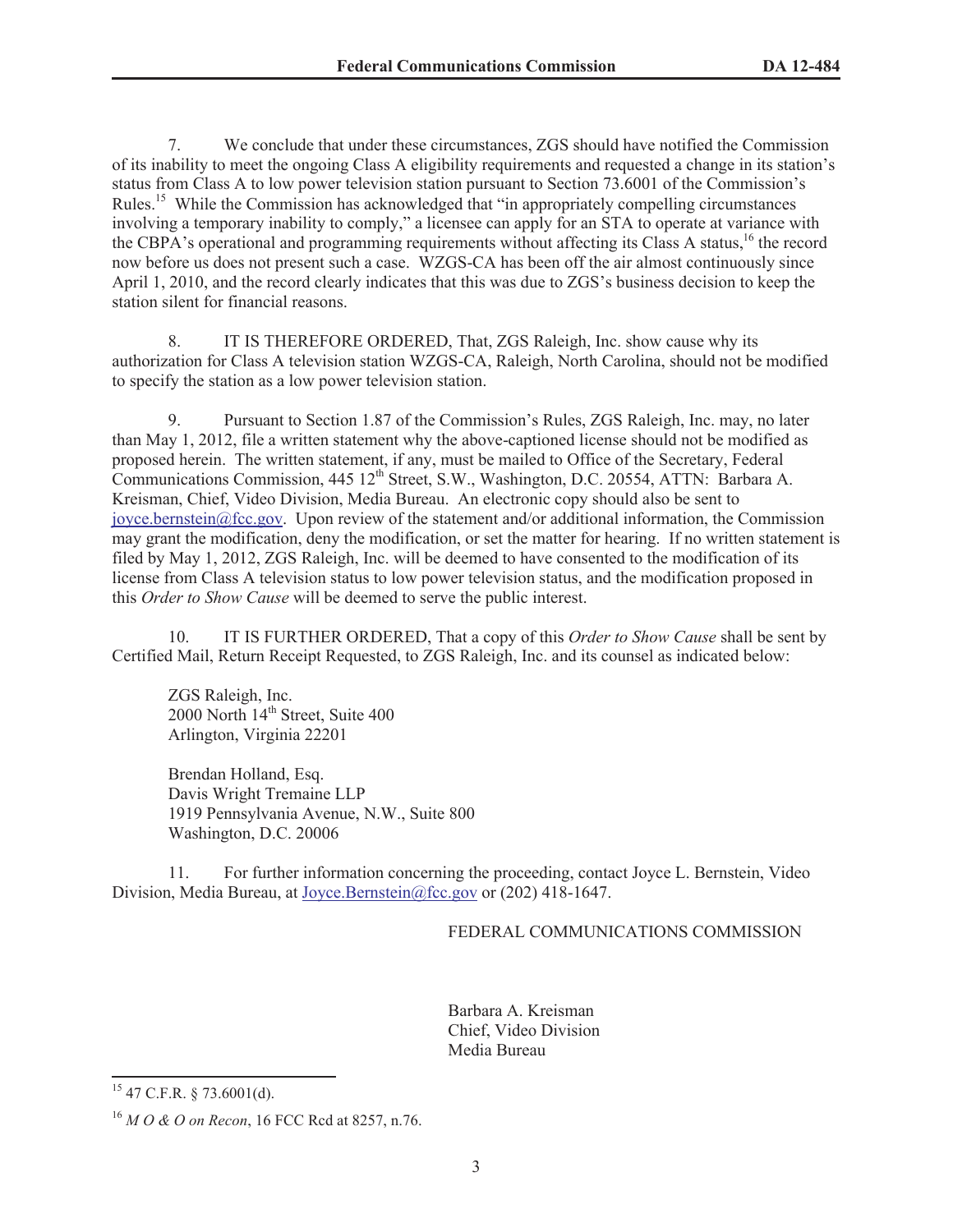7. We conclude that under these circumstances, ZGS should have notified the Commission of its inability to meet the ongoing Class A eligibility requirements and requested a change in its station's status from Class A to low power television station pursuant to Section 73.6001 of the Commission's Rules.[15] While the Commission has acknowledged that "in appropriately compelling circumstances involving a temporary inability to comply," a licensee can apply for an STA to operate at variance with the CBPA's operational and programming requirements without affecting its Class A status,[16] the record now before us does not present such a case. WZGS-CA has been off the air almost continuously since April 1, 2010, and the record clearly indicates that this was due to ZGS's business decision to keep the station silent for financial reasons.

8. IT IS THEREFORE ORDERED, That, ZGS Raleigh, Inc. show cause why its authorization for Class A television station WZGS-CA, Raleigh, North Carolina, should not be modified to specify the station as a low power television station.

9. Pursuant to Section 1.87 of the Commission's Rules, ZGS Raleigh, Inc. may, no later than May 1, 2012, file a written statement why the above-captioned license should not be modified as proposed herein. The written statement, if any, must be mailed to Office of the Secretary, Federal Communications Commission, 445 12th Street, S.W., Washington, D.C. 20554, ATTN: Barbara A. Kreisman, Chief, Video Division, Media Bureau. An electronic copy should also be sent to joyce.bernstein@fcc.gov. Upon review of the statement and/or additional information, the Commission may grant the modification, deny the modification, or set the matter for hearing. If no written statement is filed by May 1, 2012, ZGS Raleigh, Inc. will be deemed to have consented to the modification of its license from Class A television status to low power television status, and the modification proposed in this *Order to Show Cause* will be deemed to serve the public interest.

10. IT IS FURTHER ORDERED, That a copy of this *Order to Show Cause* shall be sent by Certified Mail, Return Receipt Requested, to ZGS Raleigh, Inc. and its counsel as indicated below:

ZGS Raleigh, Inc.
2000 North 14th Street, Suite 400
Arlington, Virginia 22201

Brendan Holland, Esq.
Davis Wright Tremaine LLP
1919 Pennsylvania Avenue, N.W., Suite 800
Washington, D.C. 20006

11. For further information concerning the proceeding, contact Joyce L. Bernstein, Video Division, Media Bureau, at Joyce.Bernstein@fcc.gov or (202) 418-1647.

FEDERAL COMMUNICATIONS COMMISSION

Barbara A. Kreisman
Chief, Video Division
Media Bureau

---

[15] 47 C.F.R. § 73.6001(d).

[16] *M O & O on Recon*, 16 FCC Rcd at 8257, n.76.